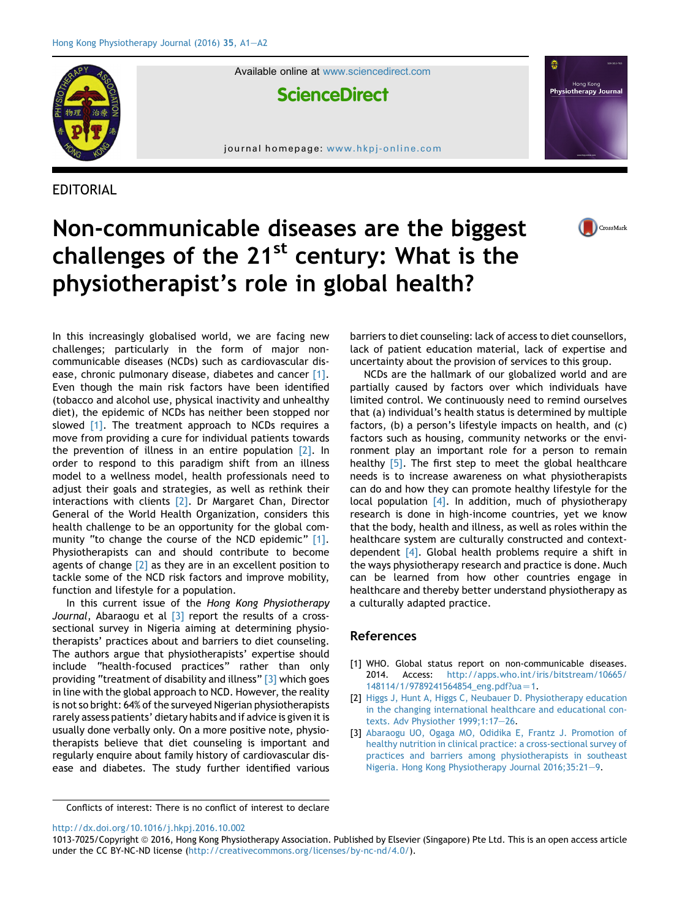EDITORIAL

# Non-communicable diseases are the biggest challenges of the 21st century: What is the physiotherapist's role in global health?

In this increasingly globalised world, we are facing new challenges; particularly in the form of major non-communicable diseases (NCDs) such as cardiovascular disease, chronic pulmonary disease, diabetes and cancer [1]. Even though the main risk factors have been identified (tobacco and alcohol use, physical inactivity and unhealthy diet), the epidemic of NCDs has neither been stopped nor slowed [1]. The treatment approach to NCDs requires a move from providing a cure for individual patients towards the prevention of illness in an entire population [2]. In order to respond to this paradigm shift from an illness model to a wellness model, health professionals need to adjust their goals and strategies, as well as rethink their interactions with clients [2]. Dr Margaret Chan, Director General of the World Health Organization, considers this health challenge to be an opportunity for the global community "to change the course of the NCD epidemic" [1]. Physiotherapists can and should contribute to become agents of change [2] as they are in an excellent position to tackle some of the NCD risk factors and improve mobility, function and lifestyle for a population.

In this current issue of the *Hong Kong Physiotherapy Journal*, Abaraogu et al [3] report the results of a cross-sectional survey in Nigeria aiming at determining physiotherapists' practices about and barriers to diet counseling. The authors argue that physiotherapists' expertise should include "health-focused practices" rather than only providing "treatment of disability and illness" [3] which goes in line with the global approach to NCD. However, the reality is not so bright: 64% of the surveyed Nigerian physiotherapists rarely assess patients' dietary habits and if advice is given it is usually done verbally only. On a more positive note, physiotherapists believe that diet counseling is important and regularly enquire about family history of cardiovascular disease and diabetes. The study further identified various barriers to diet counseling: lack of access to diet counsellors, lack of patient education material, lack of expertise and uncertainty about the provision of services to this group.

NCDs are the hallmark of our globalized world and are partially caused by factors over which individuals have limited control. We continuously need to remind ourselves that (a) individual's health status is determined by multiple factors, (b) a person's lifestyle impacts on health, and (c) factors such as housing, community networks or the environment play an important role for a person to remain healthy [5]. The first step to meet the global healthcare needs is to increase awareness on what physiotherapists can do and how they can promote healthy lifestyle for the local population [4]. In addition, much of physiotherapy research is done in high-income countries, yet we know that the body, health and illness, as well as roles within the healthcare system are culturally constructed and context-dependent [4]. Global health problems require a shift in the ways physiotherapy research and practice is done. Much can be learned from how other countries engage in healthcare and thereby better understand physiotherapy as a culturally adapted practice.

## References

[1] WHO. Global status report on non-communicable diseases. 2014. Access: http://apps.who.int/iris/bitstream/10665/148114/1/9789241564854_eng.pdf?ua=1.

[2] Higgs J, Hunt A, Higgs C, Neubauer D. Physiotherapy education in the changing international healthcare and educational contexts. Adv Physiother 1999;1:17–26.

[3] Abaraogu UO, Ogaga MO, Odidika E, Frantz J. Promotion of healthy nutrition in clinical practice: a cross-sectional survey of practices and barriers among physiotherapists in southeast Nigeria. Hong Kong Physiotherapy Journal 2016;35:21–9.

Conflicts of interest: There is no conflict of interest to declare

http://dx.doi.org/10.1016/j.hkpj.2016.10.002

1013-7025/Copyright © 2016, Hong Kong Physiotherapy Association. Published by Elsevier (Singapore) Pte Ltd. This is an open access article under the CC BY-NC-ND license (http://creativecommons.org/licenses/by-nc-nd/4.0/).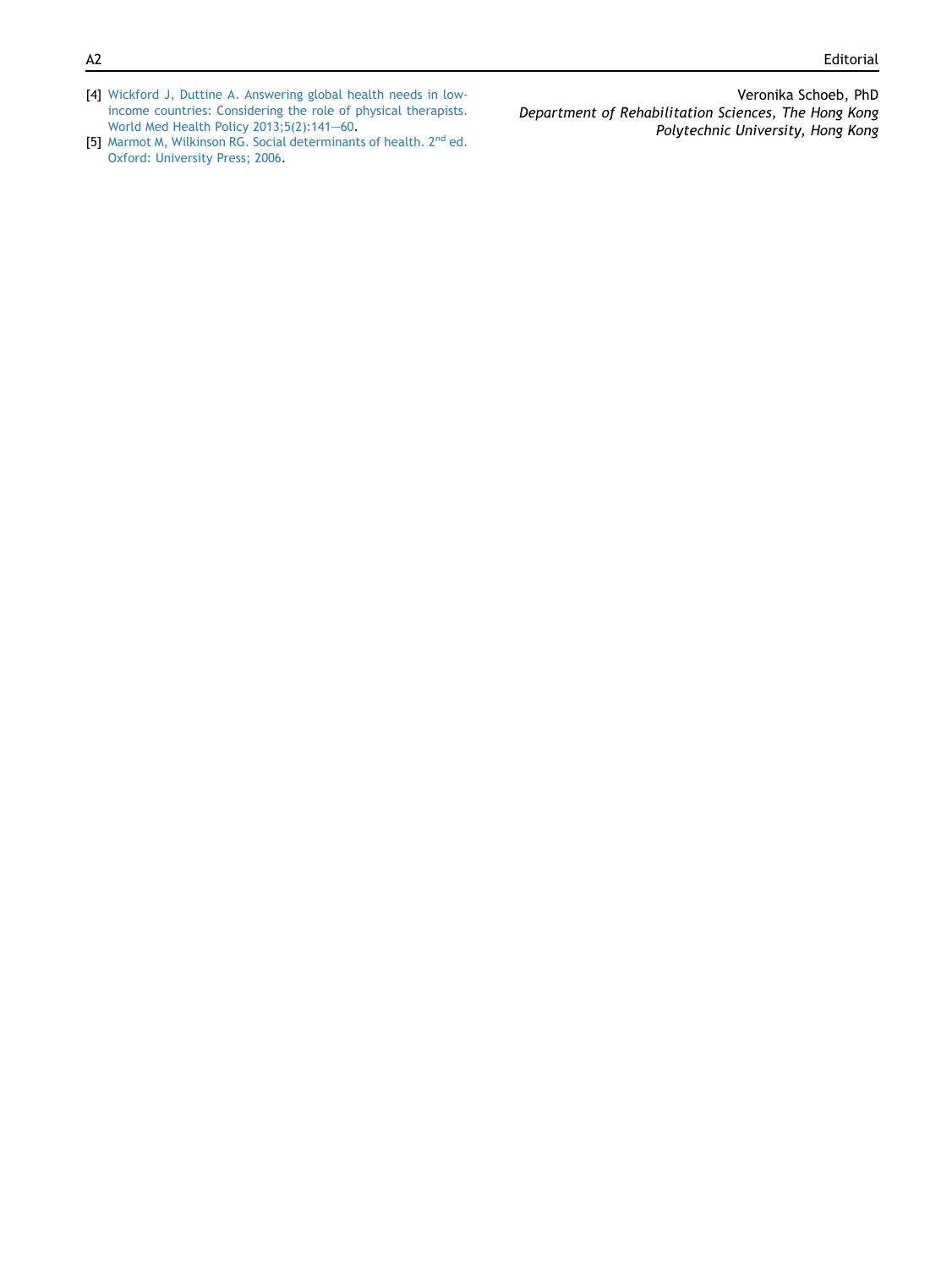[4] Wickford J, Duttine A. Answering global health needs in low-income countries: Considering the role of physical therapists. World Med Health Policy 2013;5(2):141—60.

[5] Marmot M, Wilkinson RG. Social determinants of health. 2nd ed. Oxford: University Press; 2006.

Veronika Schoeb, PhD

*Department of Rehabilitation Sciences, The Hong Kong Polytechnic University, Hong Kong*